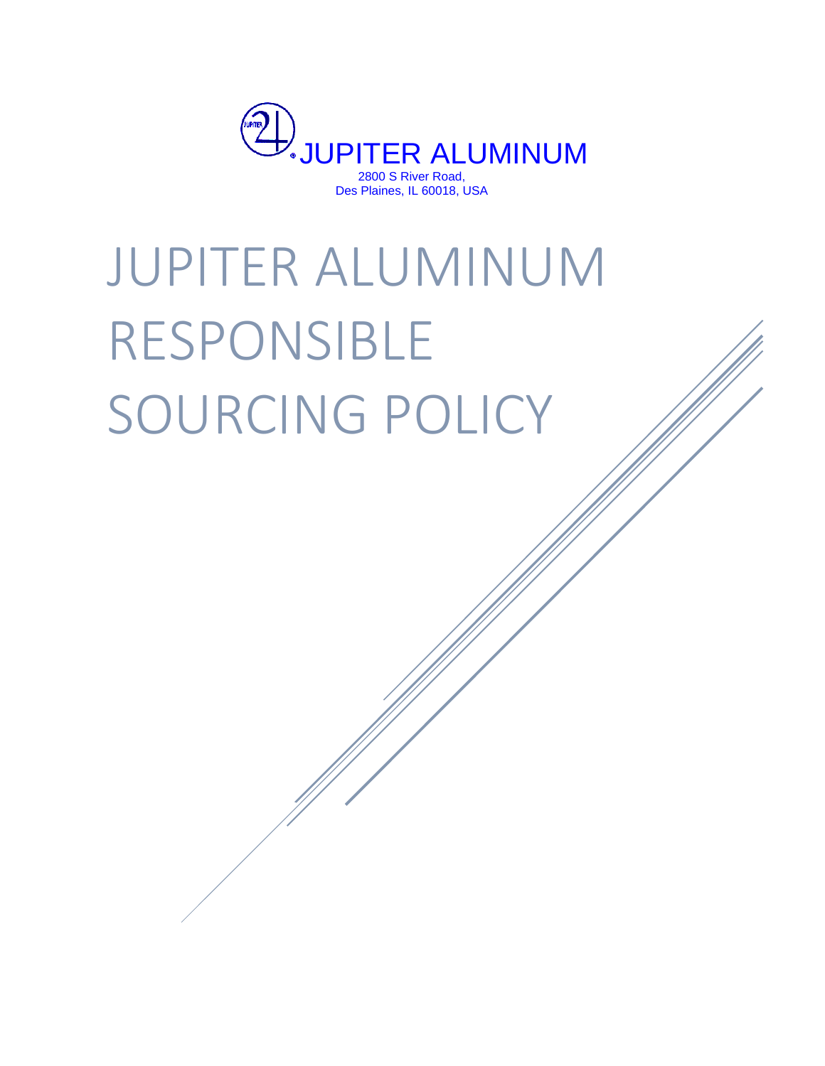JUPITER ALUMINUM

2800 S River Road,
Des Plaines, IL 60018, USA

# JUPITER ALUMINUM RESPONSIBLE SOURCING POLICY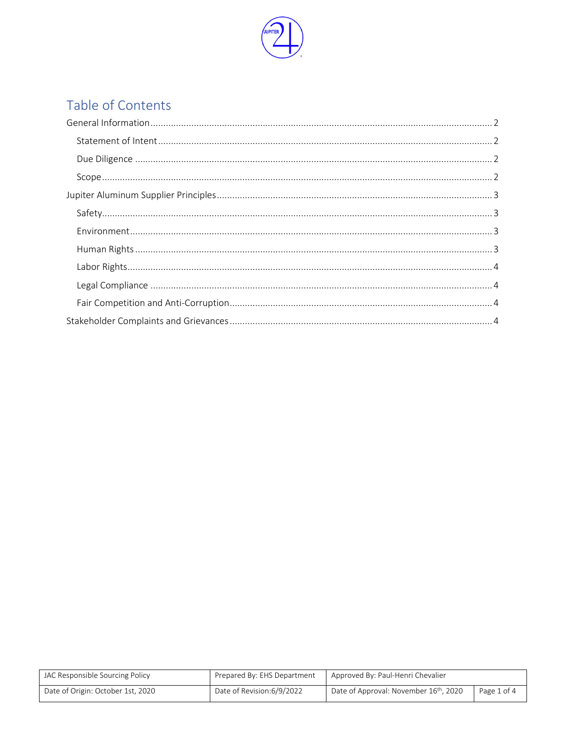# Table of Contents

General Information .......... 2

- Statement of Intent .......... 2
- Due Diligence .......... 2
- Scope .......... 2

Jupiter Aluminum Supplier Principles .......... 3

- Safety .......... 3
- Environment .......... 3
- Human Rights .......... 3
- Labor Rights .......... 4
- Legal Compliance .......... 4
- Fair Competition and Anti-Corruption .......... 4

Stakeholder Complaints and Grievances .......... 4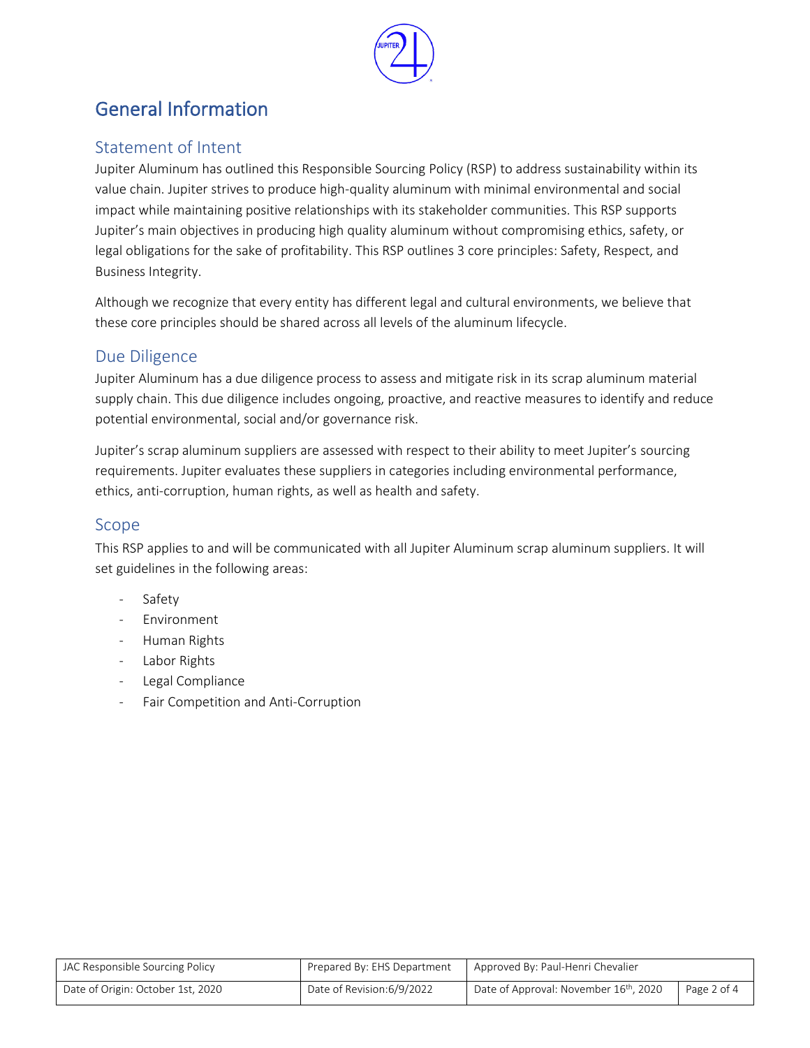# General Information

## Statement of Intent

Jupiter Aluminum has outlined this Responsible Sourcing Policy (RSP) to address sustainability within its value chain. Jupiter strives to produce high-quality aluminum with minimal environmental and social impact while maintaining positive relationships with its stakeholder communities. This RSP supports Jupiter's main objectives in producing high quality aluminum without compromising ethics, safety, or legal obligations for the sake of profitability. This RSP outlines 3 core principles: Safety, Respect, and Business Integrity.

Although we recognize that every entity has different legal and cultural environments, we believe that these core principles should be shared across all levels of the aluminum lifecycle.

## Due Diligence

Jupiter Aluminum has a due diligence process to assess and mitigate risk in its scrap aluminum material supply chain. This due diligence includes ongoing, proactive, and reactive measures to identify and reduce potential environmental, social and/or governance risk.

Jupiter's scrap aluminum suppliers are assessed with respect to their ability to meet Jupiter's sourcing requirements. Jupiter evaluates these suppliers in categories including environmental performance, ethics, anti-corruption, human rights, as well as health and safety.

## Scope

This RSP applies to and will be communicated with all Jupiter Aluminum scrap aluminum suppliers. It will set guidelines in the following areas:

- Safety
- Environment
- Human Rights
- Labor Rights
- Legal Compliance
- Fair Competition and Anti-Corruption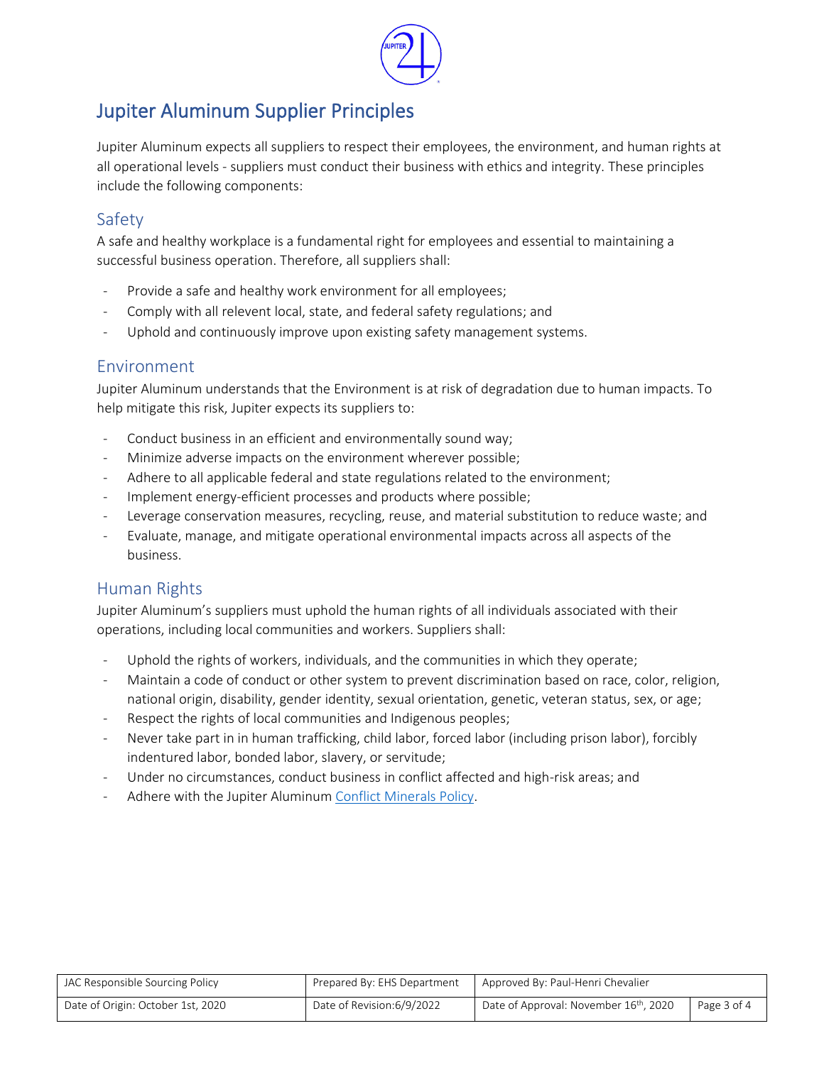# Jupiter Aluminum Supplier Principles

Jupiter Aluminum expects all suppliers to respect their employees, the environment, and human rights at all operational levels - suppliers must conduct their business with ethics and integrity. These principles include the following components:

## Safety

A safe and healthy workplace is a fundamental right for employees and essential to maintaining a successful business operation. Therefore, all suppliers shall:

- Provide a safe and healthy work environment for all employees;
- Comply with all relevent local, state, and federal safety regulations; and
- Uphold and continuously improve upon existing safety management systems.

## Environment

Jupiter Aluminum understands that the Environment is at risk of degradation due to human impacts. To help mitigate this risk, Jupiter expects its suppliers to:

- Conduct business in an efficient and environmentally sound way;
- Minimize adverse impacts on the environment wherever possible;
- Adhere to all applicable federal and state regulations related to the environment;
- Implement energy-efficient processes and products where possible;
- Leverage conservation measures, recycling, reuse, and material substitution to reduce waste; and
- Evaluate, manage, and mitigate operational environmental impacts across all aspects of the business.

## Human Rights

Jupiter Aluminum's suppliers must uphold the human rights of all individuals associated with their operations, including local communities and workers. Suppliers shall:

- Uphold the rights of workers, individuals, and the communities in which they operate;
- Maintain a code of conduct or other system to prevent discrimination based on race, color, religion, national origin, disability, gender identity, sexual orientation, genetic, veteran status, sex, or age;
- Respect the rights of local communities and Indigenous peoples;
- Never take part in in human trafficking, child labor, forced labor (including prison labor), forcibly indentured labor, bonded labor, slavery, or servitude;
- Under no circumstances, conduct business in conflict affected and high-risk areas; and
- Adhere with the Jupiter Aluminum Conflict Minerals Policy.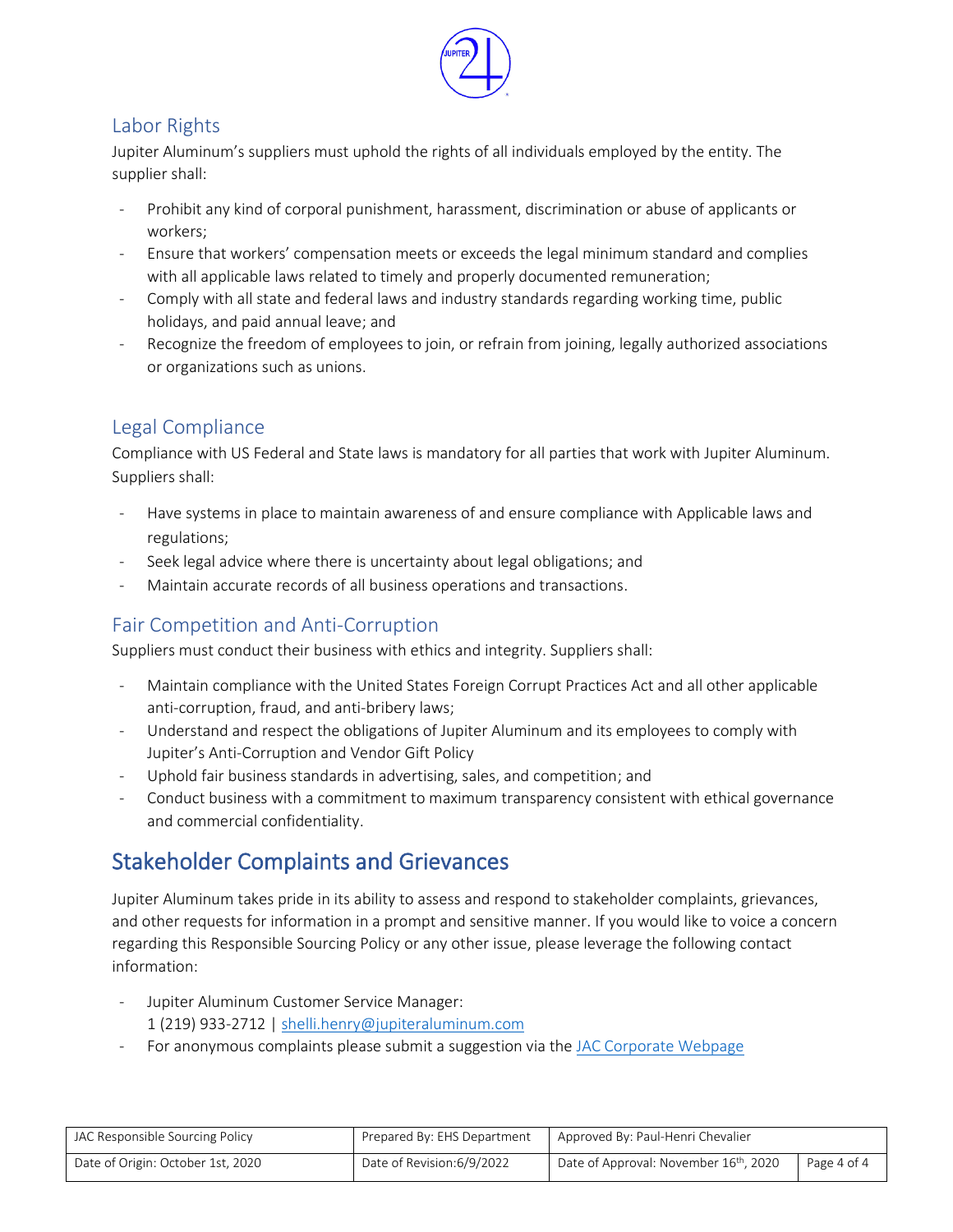## Labor Rights

Jupiter Aluminum's suppliers must uphold the rights of all individuals employed by the entity. The supplier shall:

- Prohibit any kind of corporal punishment, harassment, discrimination or abuse of applicants or workers;
- Ensure that workers' compensation meets or exceeds the legal minimum standard and complies with all applicable laws related to timely and properly documented remuneration;
- Comply with all state and federal laws and industry standards regarding working time, public holidays, and paid annual leave; and
- Recognize the freedom of employees to join, or refrain from joining, legally authorized associations or organizations such as unions.

## Legal Compliance

Compliance with US Federal and State laws is mandatory for all parties that work with Jupiter Aluminum. Suppliers shall:

- Have systems in place to maintain awareness of and ensure compliance with Applicable laws and regulations;
- Seek legal advice where there is uncertainty about legal obligations; and
- Maintain accurate records of all business operations and transactions.

## Fair Competition and Anti-Corruption

Suppliers must conduct their business with ethics and integrity. Suppliers shall:

- Maintain compliance with the United States Foreign Corrupt Practices Act and all other applicable anti-corruption, fraud, and anti-bribery laws;
- Understand and respect the obligations of Jupiter Aluminum and its employees to comply with Jupiter's Anti-Corruption and Vendor Gift Policy
- Uphold fair business standards in advertising, sales, and competition; and
- Conduct business with a commitment to maximum transparency consistent with ethical governance and commercial confidentiality.

# Stakeholder Complaints and Grievances

Jupiter Aluminum takes pride in its ability to assess and respond to stakeholder complaints, grievances, and other requests for information in a prompt and sensitive manner. If you would like to voice a concern regarding this Responsible Sourcing Policy or any other issue, please leverage the following contact information:

- Jupiter Aluminum Customer Service Manager:
  1 (219) 933-2712 | shelli.henry@jupiteraluminum.com
- For anonymous complaints please submit a suggestion via the JAC Corporate Webpage

| | | | |
|---|---|---|---|
| JAC Responsible Sourcing Policy | Prepared By: EHS Department | Approved By: Paul-Henri Chevalier | |
| Date of Origin: October 1st, 2020 | Date of Revision:6/9/2022 | Date of Approval: November 16th, 2020 | |